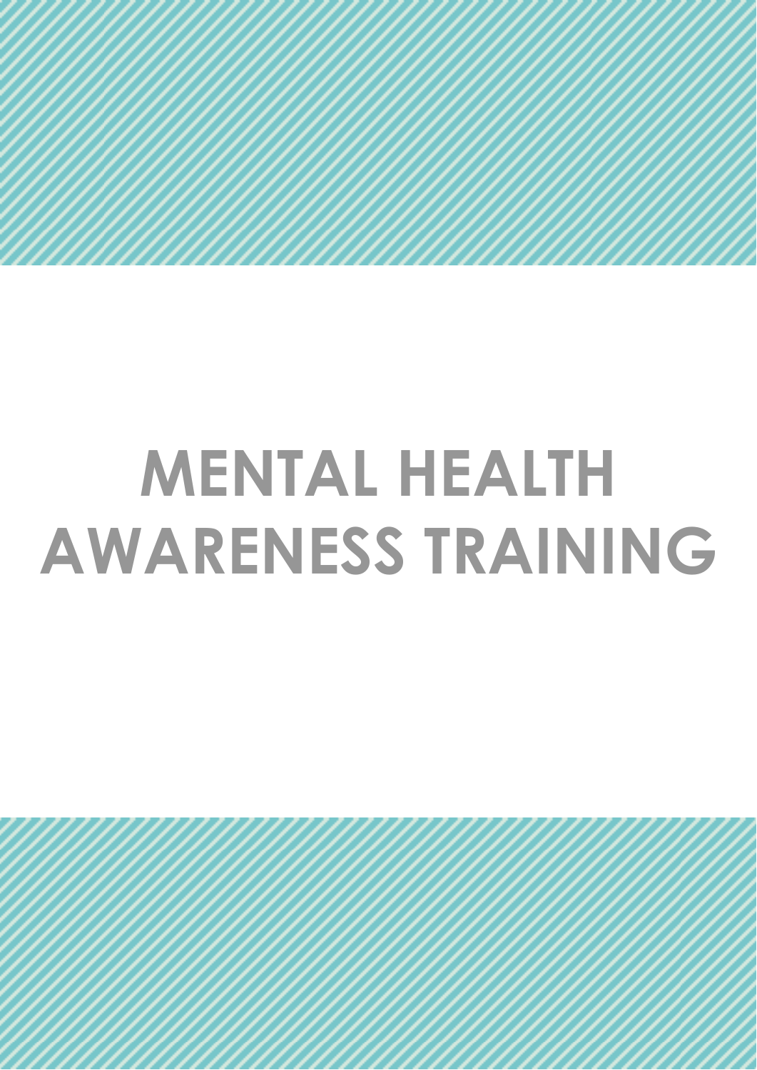# MENTAL HEALTH AWARENESS TRAINING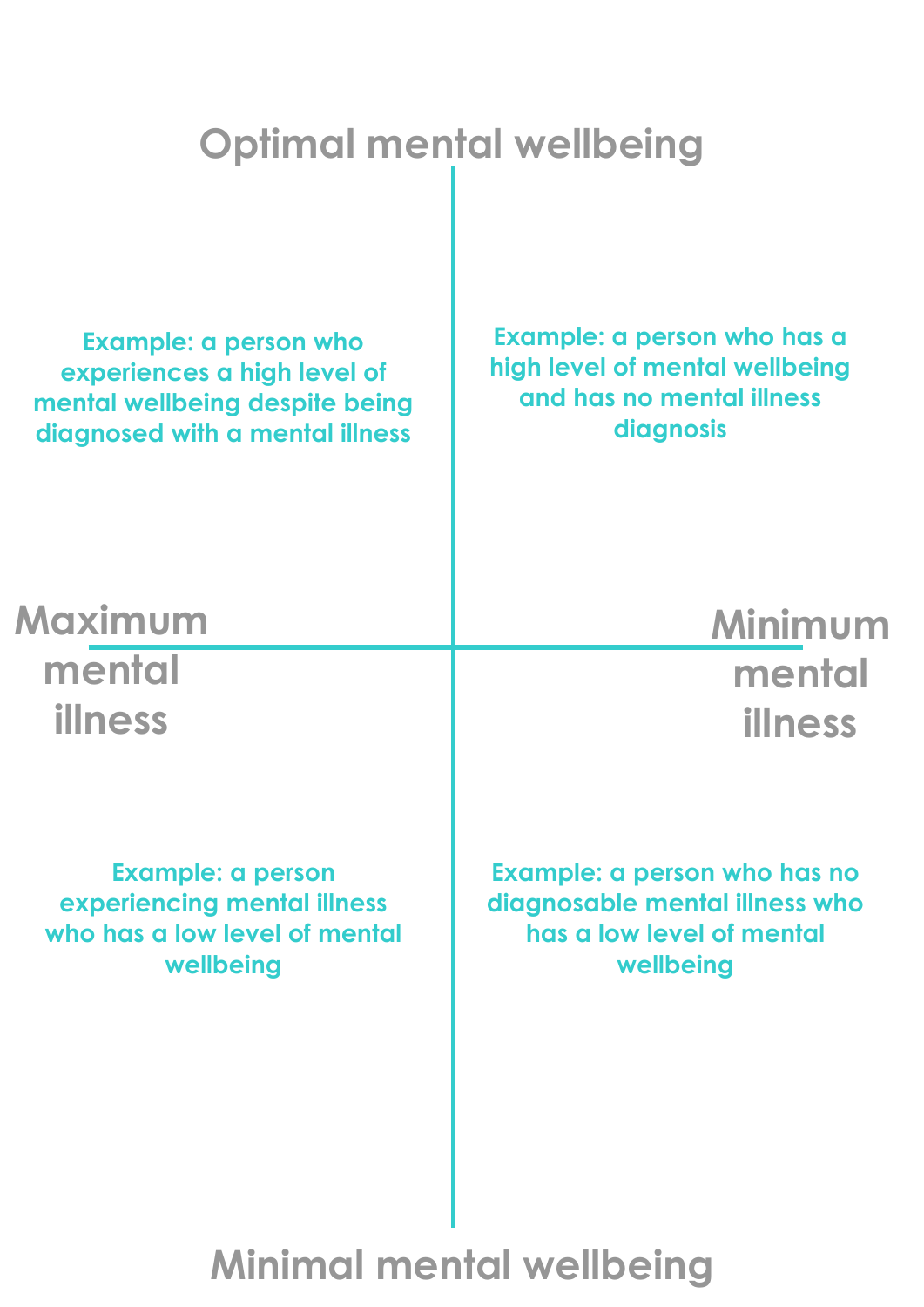Optimal mental wellbeing

Example: a person who experiences a high level of mental wellbeing despite being diagnosed with a mental illness

Example: a person who has a high level of mental wellbeing and has no mental illness diagnosis

Maximum mental illness

Minimum mental illness

Example: a person experiencing mental illness who has a low level of mental wellbeing

Example: a person who has no diagnosable mental illness who has a low level of mental wellbeing

Minimal mental wellbeing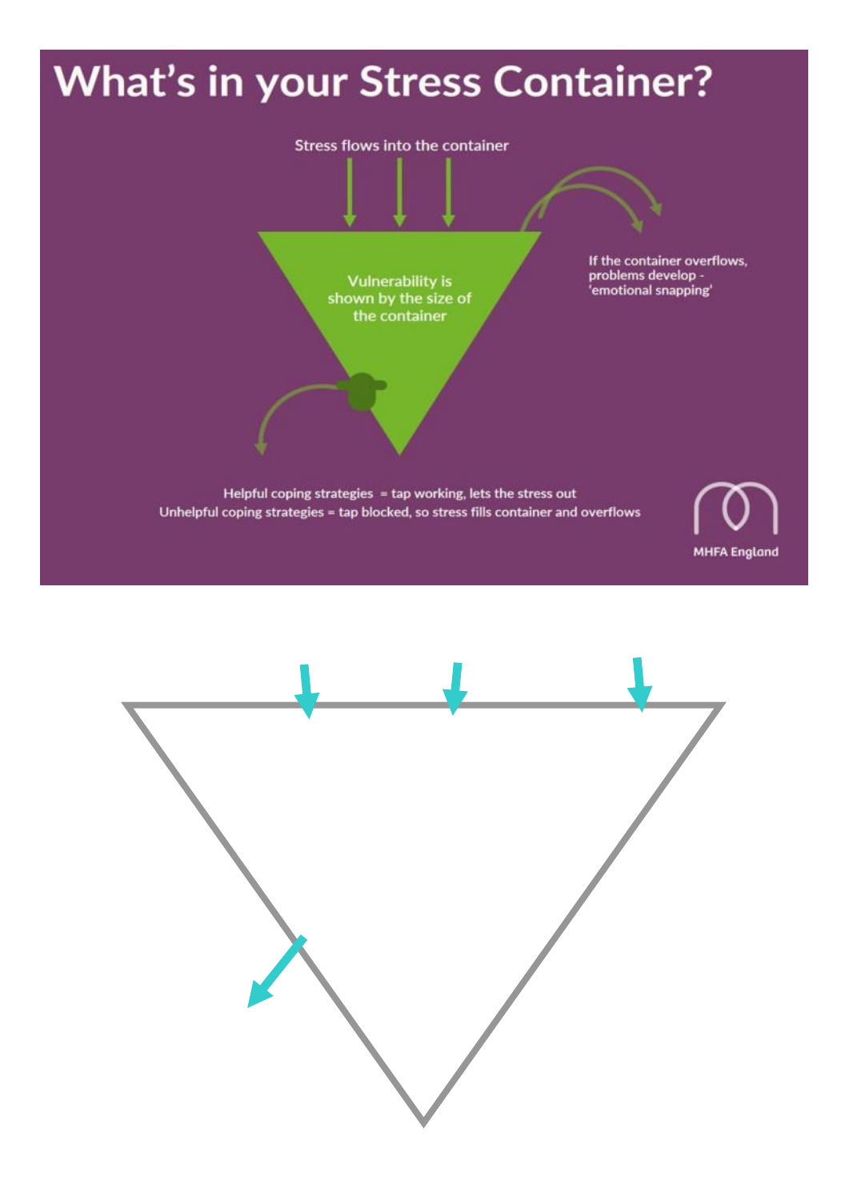# What's in your Stress Container?

Stress flows into the container

Vulnerability is shown by the size of the container

If the container overflows, problems develop - 'emotional snapping'

Helpful coping strategies = tap working, lets the stress out
Unhelpful coping strategies = tap blocked, so stress fills container and overflows

MHFA England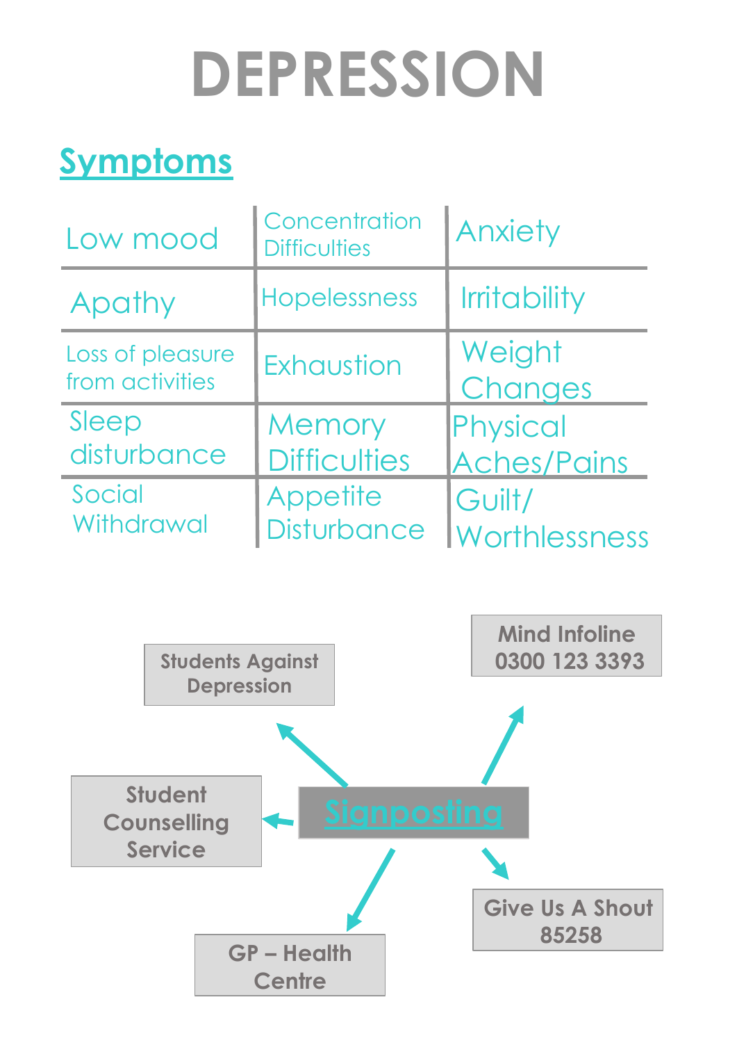# DEPRESSION

## Symptoms

| | | |
|---|---|---|
| Low mood | Concentration Difficulties | Anxiety |
| Apathy | Hopelessness | Irritability |
| Loss of pleasure from activities | Exhaustion | Weight Changes |
| Sleep disturbance | Memory Difficulties | Physical Aches/Pains |
| Social Withdrawal | Appetite Disturbance | Guilt/ Worthlessness |

## Signposting

- Students Against Depression
- Mind Infoline 0300 123 3393
- Student Counselling Service
- GP – Health Centre
- Give Us A Shout 85258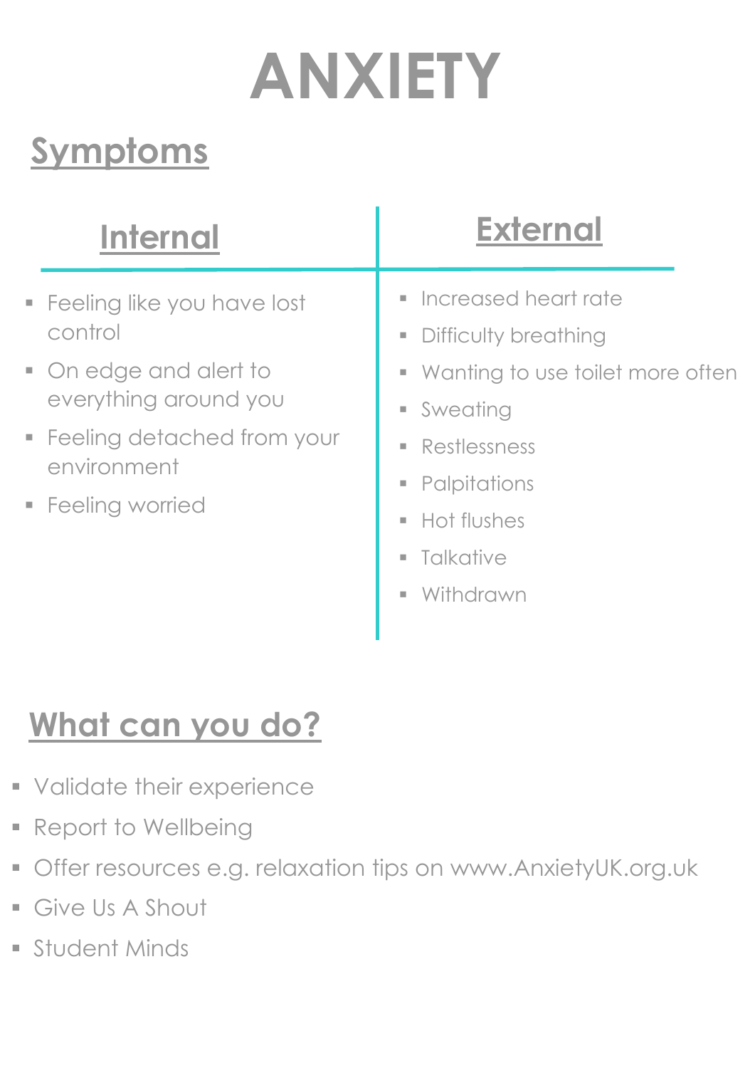# ANXIETY

## Symptoms

### Internal

- Feeling like you have lost control
- On edge and alert to everything around you
- Feeling detached from your environment
- Feeling worried

### External

- Increased heart rate
- Difficulty breathing
- Wanting to use toilet more often
- Sweating
- Restlessness
- Palpitations
- Hot flushes
- Talkative
- Withdrawn

## What can you do?

- Validate their experience
- Report to Wellbeing
- Offer resources e.g. relaxation tips on www.AnxietyUK.org.uk
- Give Us A Shout
- Student Minds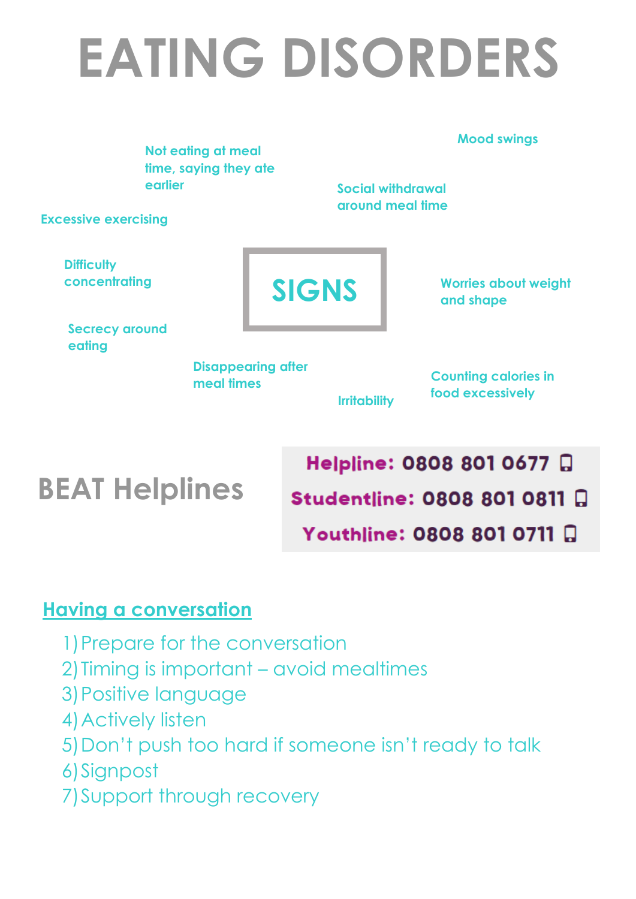# EATING DISORDERS

## SIGNS

- Not eating at meal time, saying they ate earlier
- Mood swings
- Social withdrawal around meal time
- Excessive exercising
- Difficulty concentrating
- Worries about weight and shape
- Secrecy around eating
- Disappearing after meal times
- Irritability
- Counting calories in food excessively

## BEAT Helplines

**Helpline: 0808 801 0677**

**Studentline: 0808 801 0811**

**Youthline: 0808 801 0711**

## Having a conversation

1) Prepare for the conversation
2) Timing is important – avoid mealtimes
3) Positive language
4) Actively listen
5) Don't push too hard if someone isn't ready to talk
6) Signpost
7) Support through recovery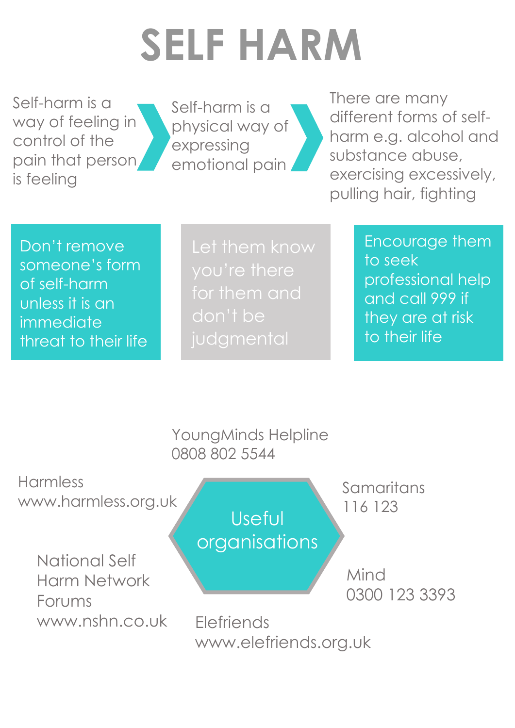# SELF HARM

Self-harm is a way of feeling in control of the pain that person is feeling

Self-harm is a physical way of expressing emotional pain

There are many different forms of self-harm e.g. alcohol and substance abuse, exercising excessively, pulling hair, fighting

Don't remove someone's form of self-harm unless it is an immediate threat to their life

Let them know you're there for them and don't be judgmental

Encourage them to seek professional help and call 999 if they are at risk to their life

## Useful organisations

YoungMinds Helpline
0808 802 5544

Harmless
www.harmless.org.uk

Samaritans
116 123

National Self Harm Network Forums
www.nshn.co.uk

Mind
0300 123 3393

Elefriends
www.elefriends.org.uk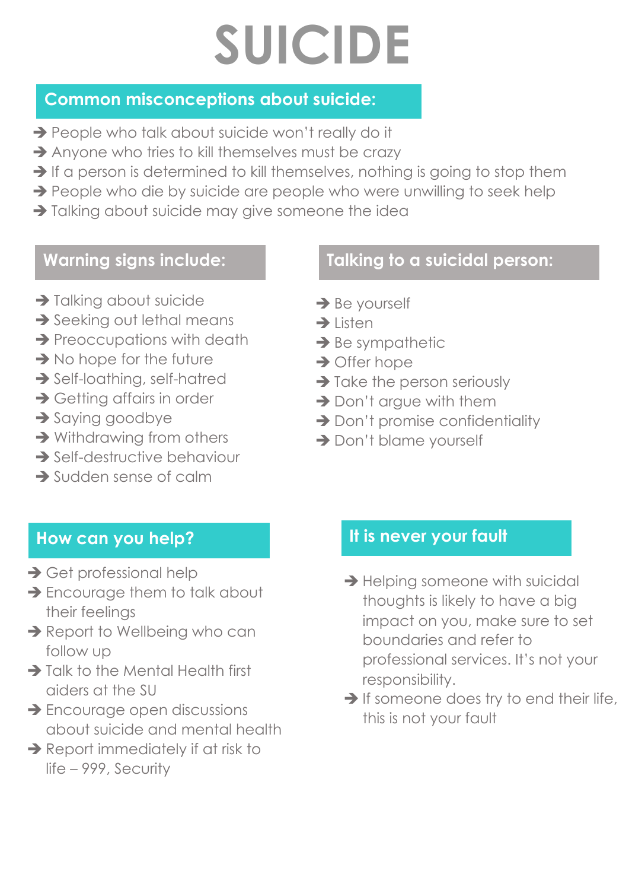# SUICIDE

## Common misconceptions about suicide:

- People who talk about suicide won't really do it
- Anyone who tries to kill themselves must be crazy
- If a person is determined to kill themselves, nothing is going to stop them
- People who die by suicide are people who were unwilling to seek help
- Talking about suicide may give someone the idea

## Warning signs include:

- Talking about suicide
- Seeking out lethal means
- Preoccupations with death
- No hope for the future
- Self-loathing, self-hatred
- Getting affairs in order
- Saying goodbye
- Withdrawing from others
- Self-destructive behaviour
- Sudden sense of calm

## Talking to a suicidal person:

- Be yourself
- Listen
- Be sympathetic
- Offer hope
- Take the person seriously
- Don't argue with them
- Don't promise confidentiality
- Don't blame yourself

## How can you help?

- Get professional help
- Encourage them to talk about their feelings
- Report to Wellbeing who can follow up
- Talk to the Mental Health first aiders at the SU
- Encourage open discussions about suicide and mental health
- Report immediately if at risk to life – 999, Security

## It is never your fault

- Helping someone with suicidal thoughts is likely to have a big impact on you, make sure to set boundaries and refer to professional services. It's not your responsibility.
- If someone does try to end their life, this is not your fault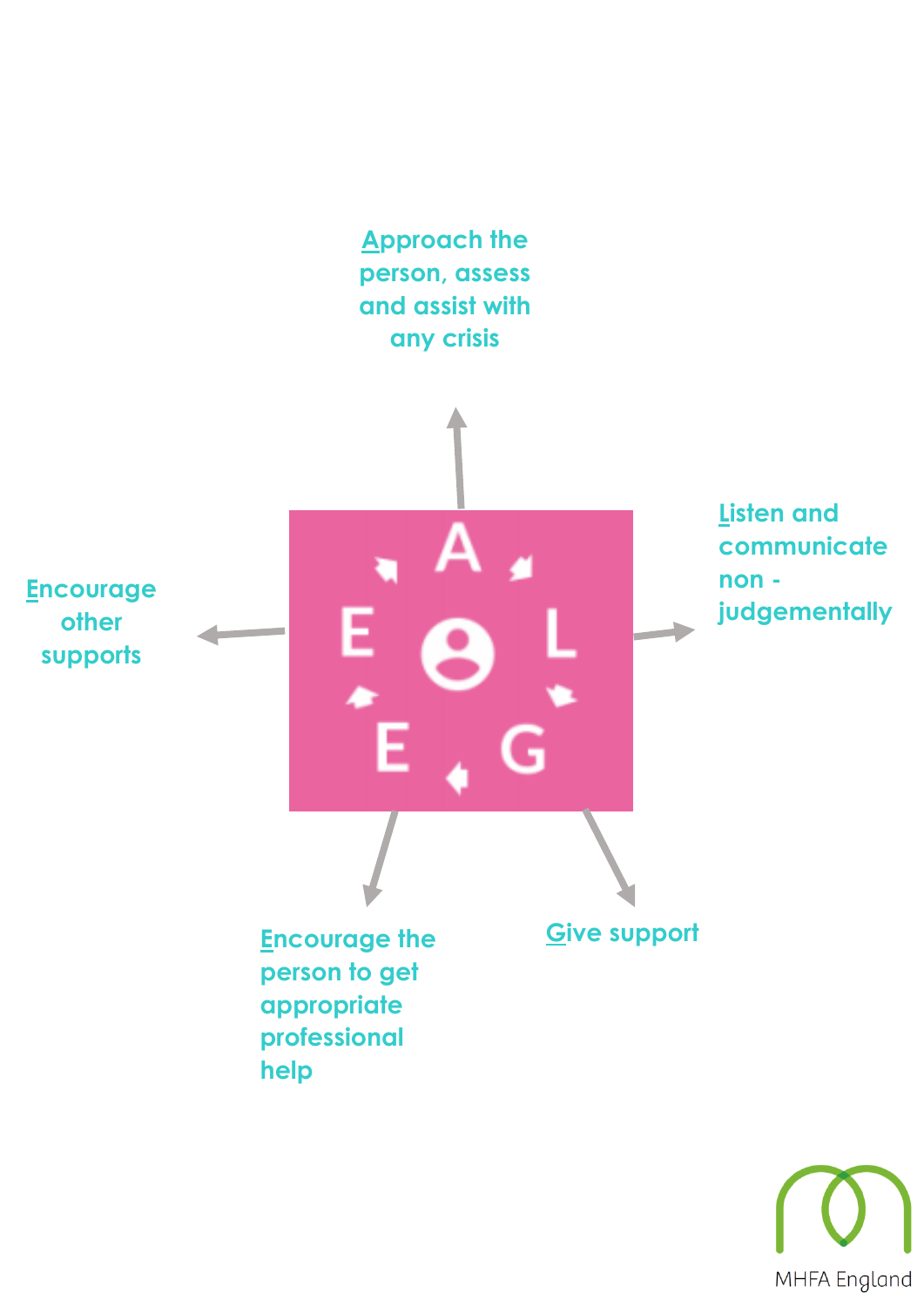Approach the person, assess and assist with any crisis

Listen and communicate non - judgementally

Give support

Encourage the person to get appropriate professional help

Encourage other supports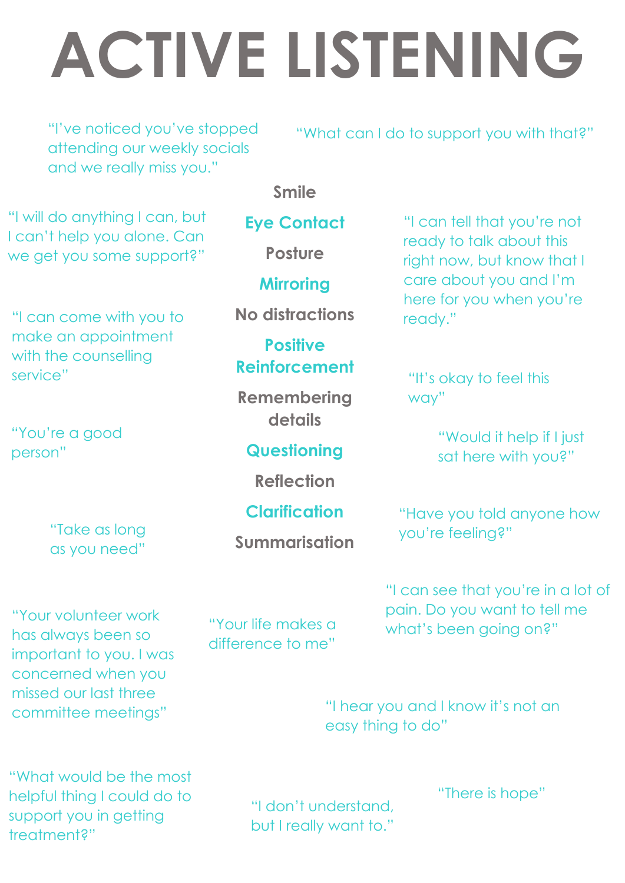# ACTIVE LISTENING

"I've noticed you've stopped attending our weekly socials and we really miss you."

"What can I do to support you with that?"

- Smile
- **Eye Contact**
- Posture
- **Mirroring**
- No distractions
- **Positive Reinforcement**
- Remembering details
- **Questioning**
- Reflection
- **Clarification**
- Summarisation

"I will do anything I can, but I can't help you alone. Can we get you some support?"

"I can tell that you're not ready to talk about this right now, but know that I care about you and I'm here for you when you're ready."

"I can come with you to make an appointment with the counselling service"

"It's okay to feel this way"

"You're a good person"

"Would it help if I just sat here with you?"

"Take as long as you need"

"Have you told anyone how you're feeling?"

"I can see that you're in a lot of pain. Do you want to tell me what's been going on?"

"Your volunteer work has always been so important to you. I was concerned when you missed our last three committee meetings"

"Your life makes a difference to me"

"I hear you and I know it's not an easy thing to do"

"What would be the most helpful thing I could do to support you in getting treatment?"

"I don't understand, but I really want to."

"There is hope"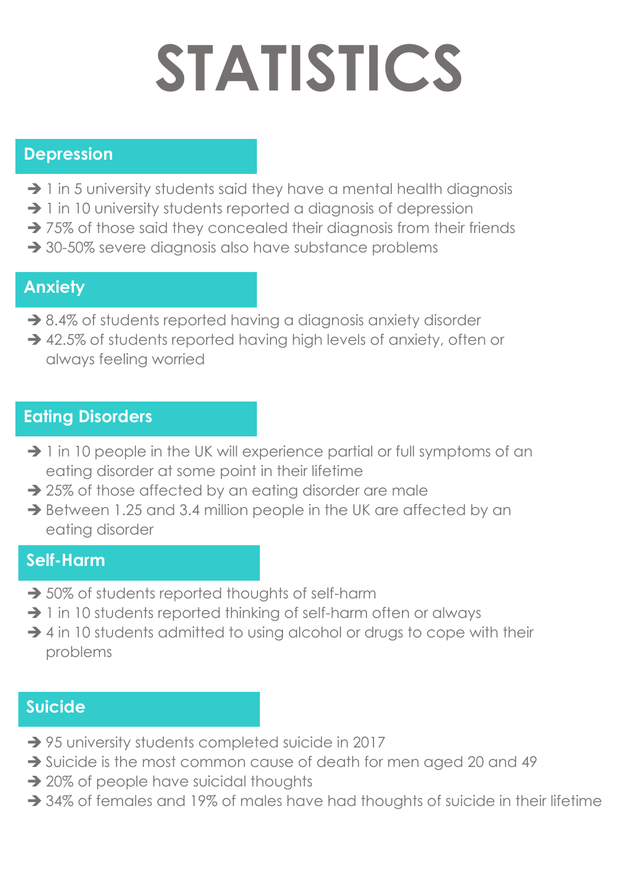# STATISTICS

## Depression

- 1 in 5 university students said they have a mental health diagnosis
- 1 in 10 university students reported a diagnosis of depression
- 75% of those said they concealed their diagnosis from their friends
- 30-50% severe diagnosis also have substance problems

## Anxiety

- 8.4% of students reported having a diagnosis anxiety disorder
- 42.5% of students reported having high levels of anxiety, often or always feeling worried

## Eating Disorders

- 1 in 10 people in the UK will experience partial or full symptoms of an eating disorder at some point in their lifetime
- 25% of those affected by an eating disorder are male
- Between 1.25 and 3.4 million people in the UK are affected by an eating disorder

## Self-Harm

- 50% of students reported thoughts of self-harm
- 1 in 10 students reported thinking of self-harm often or always
- 4 in 10 students admitted to using alcohol or drugs to cope with their problems

## Suicide

- 95 university students completed suicide in 2017
- Suicide is the most common cause of death for men aged 20 and 49
- 20% of people have suicidal thoughts
- 34% of females and 19% of males have had thoughts of suicide in their lifetime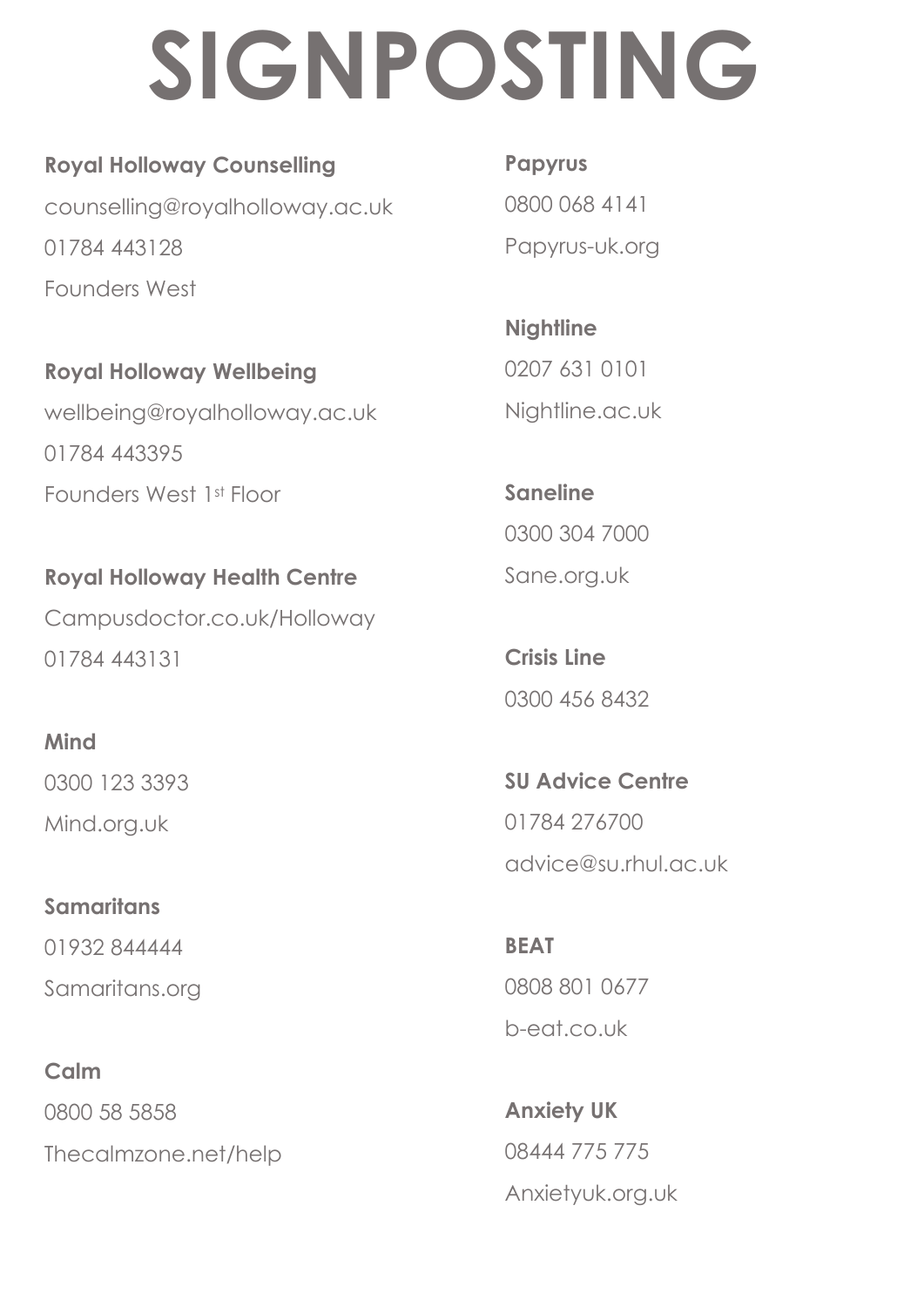# SIGNPOSTING

**Royal Holloway Counselling**
counselling@royalholloway.ac.uk
01784 443128
Founders West

**Royal Holloway Wellbeing**
wellbeing@royalholloway.ac.uk
01784 443395
Founders West 1st Floor

**Royal Holloway Health Centre**
Campusdoctor.co.uk/Holloway
01784 443131

**Mind**
0300 123 3393
Mind.org.uk

**Samaritans**
01932 844444
Samaritans.org

**Calm**
0800 58 5858
Thecalmzone.net/help

**Papyrus**
0800 068 4141
Papyrus-uk.org

**Nightline**
0207 631 0101
Nightline.ac.uk

**Saneline**
0300 304 7000
Sane.org.uk

**Crisis Line**
0300 456 8432

**SU Advice Centre**
01784 276700
advice@su.rhul.ac.uk

**BEAT**
0808 801 0677
b-eat.co.uk

**Anxiety UK**
08444 775 775
Anxietyuk.org.uk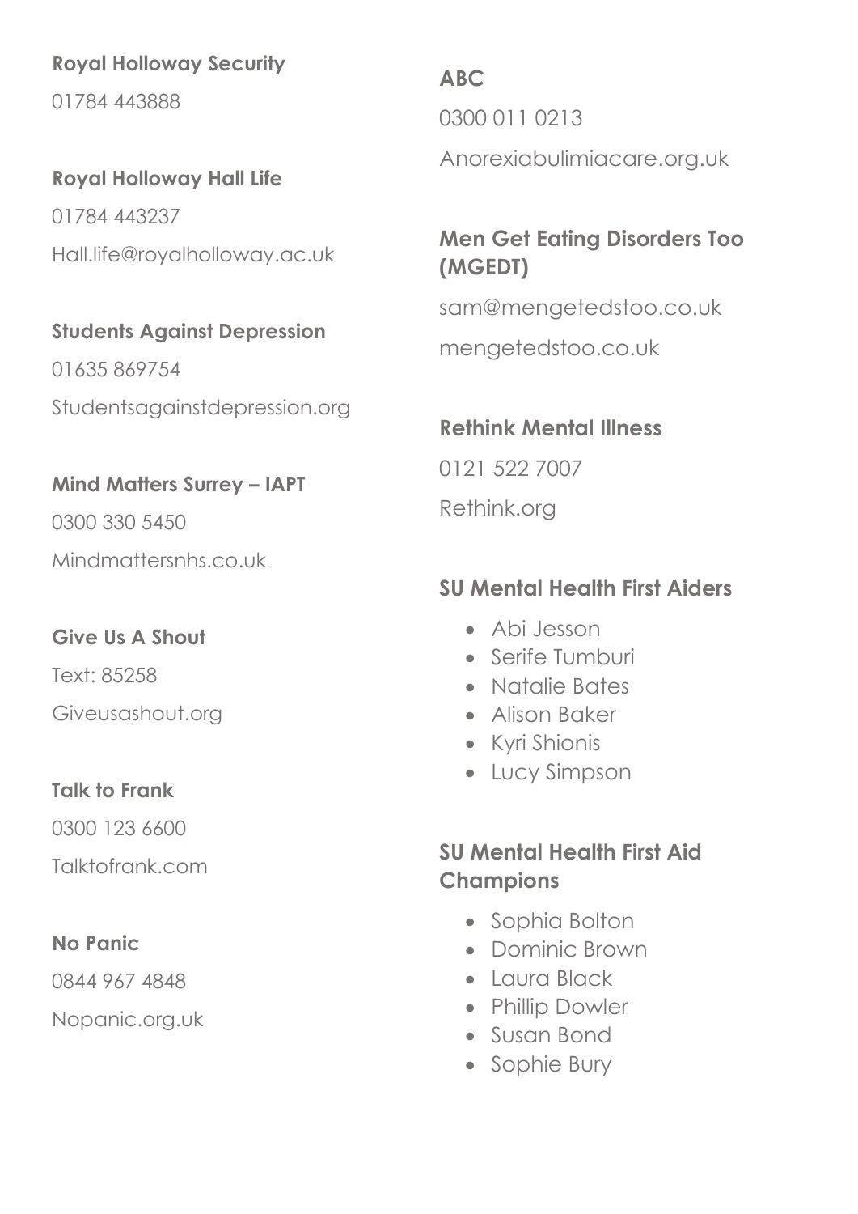**Royal Holloway Security**

01784 443888

**Royal Holloway Hall Life**

01784 443237

Hall.life@royalholloway.ac.uk

**Students Against Depression**

01635 869754

Studentsagainstdepression.org

**Mind Matters Surrey – IAPT**

0300 330 5450

Mindmattersnhs.co.uk

**Give Us A Shout**

Text: 85258

Giveusashout.org

**Talk to Frank**

0300 123 6600

Talktofrank.com

**No Panic**

0844 967 4848

Nopanic.org.uk

**ABC**

0300 011 0213

Anorexiabulimiacare.org.uk

**Men Get Eating Disorders Too (MGEDT)**

sam@mengetedstoo.co.uk

mengetedstoo.co.uk

**Rethink Mental Illness**

0121 522 7007

Rethink.org

**SU Mental Health First Aiders**

- Abi Jesson
- Serife Tumburi
- Natalie Bates
- Alison Baker
- Kyri Shionis
- Lucy Simpson

**SU Mental Health First Aid Champions**

- Sophia Bolton
- Dominic Brown
- Laura Black
- Phillip Dowler
- Susan Bond
- Sophie Bury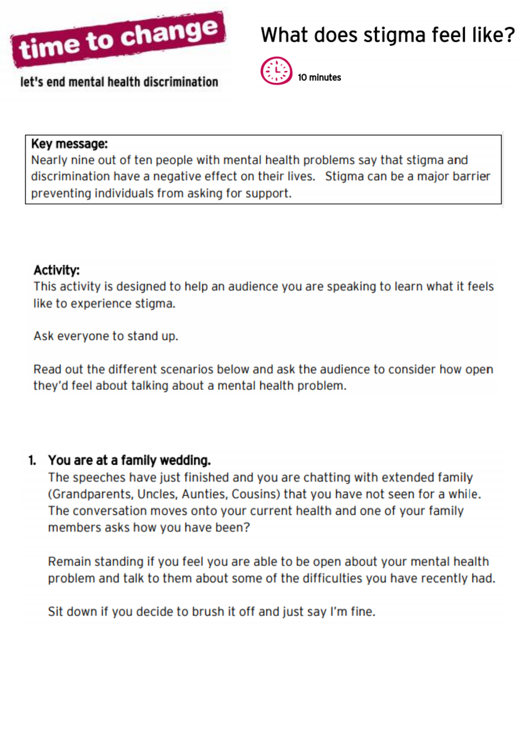time to change

let's end mental health discrimination

# What does stigma feel like?

10 minutes

**Key message:**
Nearly nine out of ten people with mental health problems say that stigma and discrimination have a negative effect on their lives. Stigma can be a major barrier preventing individuals from asking for support.

**Activity:**
This activity is designed to help an audience you are speaking to learn what it feels like to experience stigma.

Ask everyone to stand up.

Read out the different scenarios below and ask the audience to consider how open they'd feel about talking about a mental health problem.

1. **You are at a family wedding.**
   The speeches have just finished and you are chatting with extended family (Grandparents, Uncles, Aunties, Cousins) that you have not seen for a while. The conversation moves onto your current health and one of your family members asks how you have been?

   Remain standing if you feel you are able to be open about your mental health problem and talk to them about some of the difficulties you have recently had.

   Sit down if you decide to brush it off and just say I'm fine.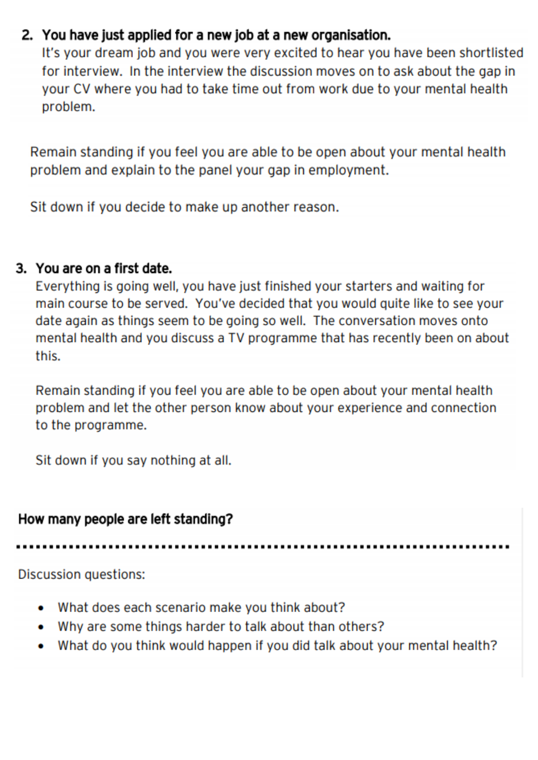2. **You have just applied for a new job at a new organisation.**
   It's your dream job and you were very excited to hear you have been shortlisted for interview. In the interview the discussion moves on to ask about the gap in your CV where you had to take time out from work due to your mental health problem.

   Remain standing if you feel you are able to be open about your mental health problem and explain to the panel your gap in employment.

   Sit down if you decide to make up another reason.

3. **You are on a first date.**
   Everything is going well, you have just finished your starters and waiting for main course to be served. You've decided that you would quite like to see your date again as things seem to be going so well. The conversation moves onto mental health and you discuss a TV programme that has recently been on about this.

   Remain standing if you feel you are able to be open about your mental health problem and let the other person know about your experience and connection to the programme.

   Sit down if you say nothing at all.

**How many people are left standing?**

---

Discussion questions:

- What does each scenario make you think about?
- Why are some things harder to talk about than others?
- What do you think would happen if you did talk about your mental health?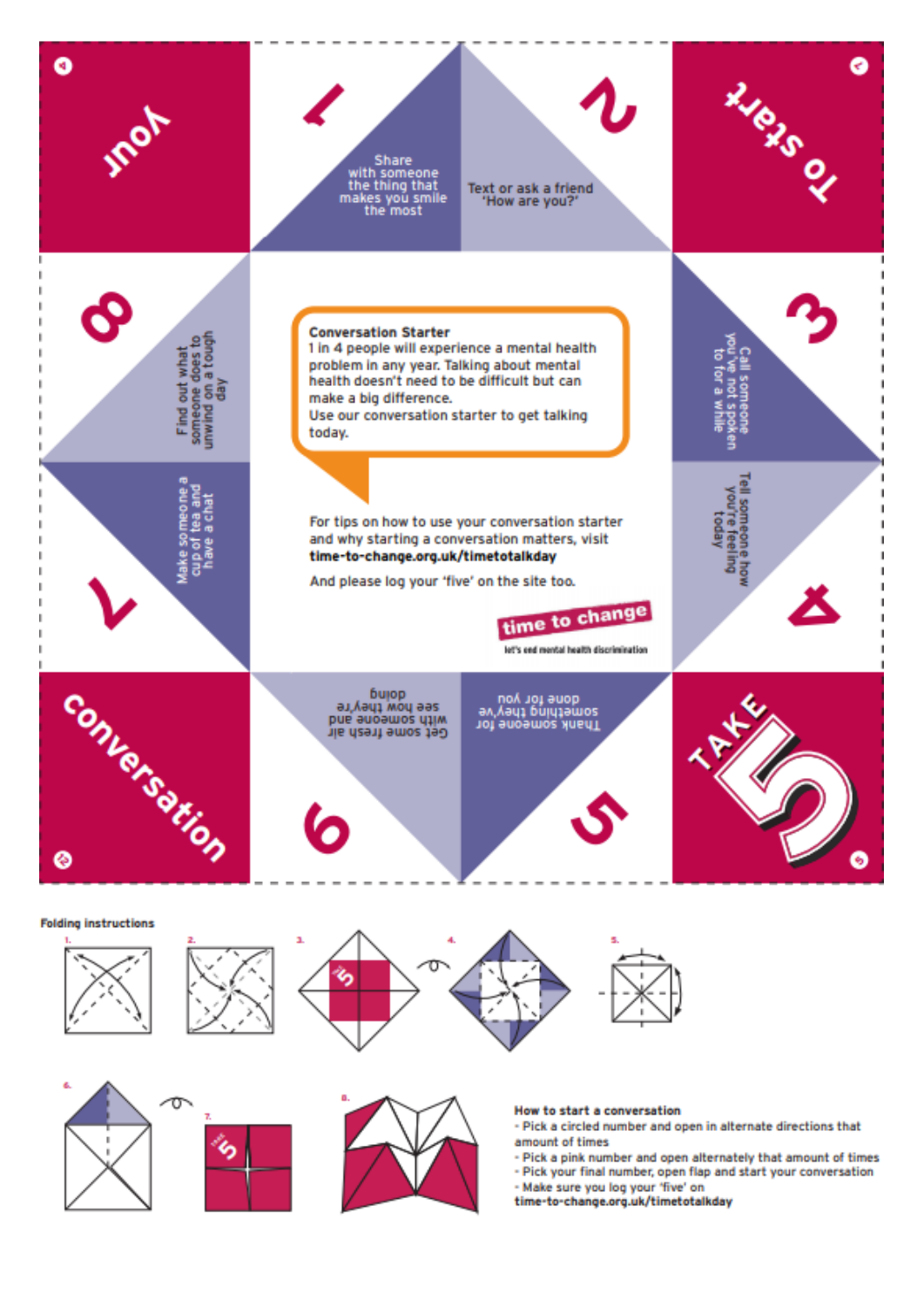Your

To start

Take 5

conversation

1

Share with someone the thing that makes you smile the most

2

Text or ask a friend 'How are you?'

3

Call someone you've not spoken to for a while

4

Tell someone how you're feeling today

5

Thank someone for something they've done for you

6

Get some fresh air with someone and see how they're doing

7

Make someone a cup of tea and have a chat

8

Find out what someone does to unwind on a tough day

**Conversation Starter**
1 in 4 people will experience a mental health problem in any year. Talking about mental health doesn't need to be difficult but can make a big difference.
Use our conversation starter to get talking today.

For tips on how to use your conversation starter and why starting a conversation matters, visit **time-to-change.org.uk/timetotalkday**

And please log your 'five' on the site too.

time to change
let's end mental health discrimination

**Folding instructions**

1. 2. 3. 4. 5. 6. 7. 8.

**How to start a conversation**

- Pick a circled number and open in alternate directions that amount of times
- Pick a pink number and open alternately that amount of times
- Pick your final number, open flap and start your conversation
- Make sure you log your 'five' on **time-to-change.org.uk/timetotalkday**